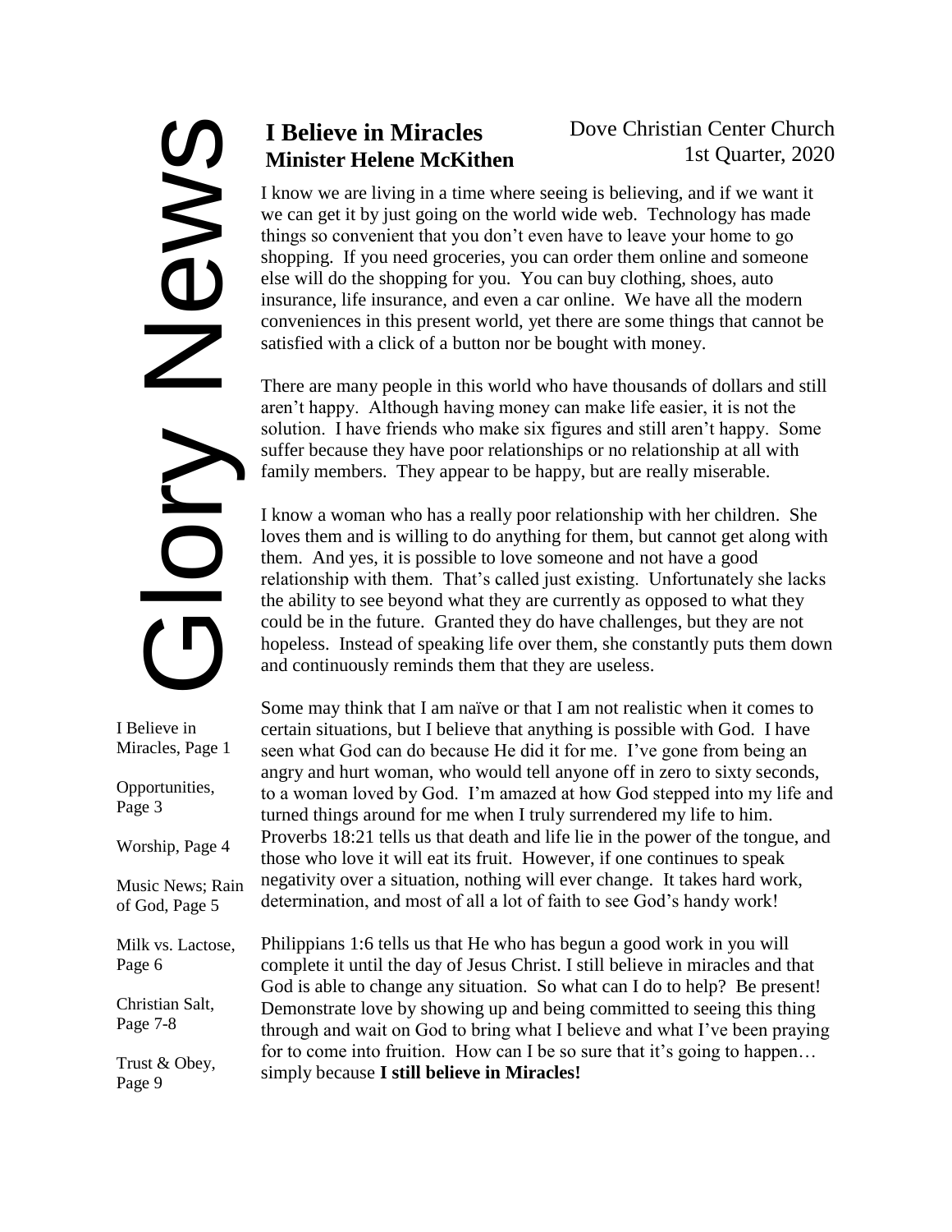# Glory News

Dove Christian Center Church
1st Quarter, 2020

I Believe in Miracles, Page 1

Opportunities, Page 3

Worship, Page 4

Music News; Rain of God, Page 5

Milk vs. Lactose, Page 6

Christian Salt, Page 7-8

Trust & Obey, Page 9

## I Believe in Miracles
**Minister Helene McKithen**

I know we are living in a time where seeing is believing, and if we want it we can get it by just going on the world wide web. Technology has made things so convenient that you don't even have to leave your home to go shopping. If you need groceries, you can order them online and someone else will do the shopping for you. You can buy clothing, shoes, auto insurance, life insurance, and even a car online. We have all the modern conveniences in this present world, yet there are some things that cannot be satisfied with a click of a button nor be bought with money.

There are many people in this world who have thousands of dollars and still aren't happy. Although having money can make life easier, it is not the solution. I have friends who make six figures and still aren't happy. Some suffer because they have poor relationships or no relationship at all with family members. They appear to be happy, but are really miserable.

I know a woman who has a really poor relationship with her children. She loves them and is willing to do anything for them, but cannot get along with them. And yes, it is possible to love someone and not have a good relationship with them. That's called just existing. Unfortunately she lacks the ability to see beyond what they are currently as opposed to what they could be in the future. Granted they do have challenges, but they are not hopeless. Instead of speaking life over them, she constantly puts them down and continuously reminds them that they are useless.

Some may think that I am naïve or that I am not realistic when it comes to certain situations, but I believe that anything is possible with God. I have seen what God can do because He did it for me. I've gone from being an angry and hurt woman, who would tell anyone off in zero to sixty seconds, to a woman loved by God. I'm amazed at how God stepped into my life and turned things around for me when I truly surrendered my life to him. Proverbs 18:21 tells us that death and life lie in the power of the tongue, and those who love it will eat its fruit. However, if one continues to speak negativity over a situation, nothing will ever change. It takes hard work, determination, and most of all a lot of faith to see God's handy work!

Philippians 1:6 tells us that He who has begun a good work in you will complete it until the day of Jesus Christ. I still believe in miracles and that God is able to change any situation. So what can I do to help? Be present! Demonstrate love by showing up and being committed to seeing this thing through and wait on God to bring what I believe and what I've been praying for to come into fruition. How can I be so sure that it's going to happen… simply because **I still believe in Miracles!**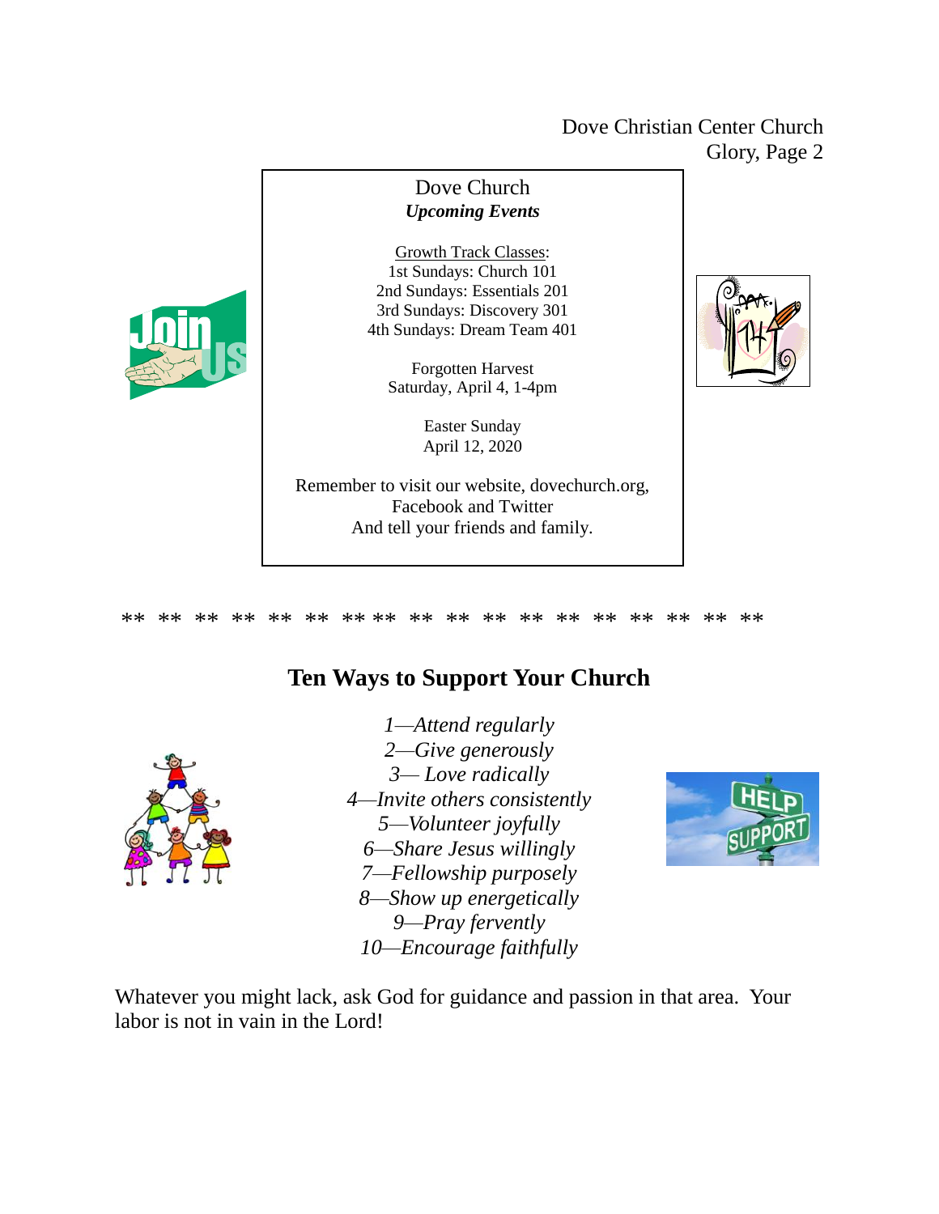Dove Church

***Upcoming Events***

Growth Track Classes:
1st Sundays: Church 101
2nd Sundays: Essentials 201
3rd Sundays: Discovery 301
4th Sundays: Dream Team 401

Forgotten Harvest
Saturday, April 4, 1-4pm

Easter Sunday
April 12, 2020

Remember to visit our website, dovechurch.org, Facebook and Twitter
And tell your friends and family.

** ** ** ** ** ** ** ** ** ** ** ** ** ** ** ** ** **

## Ten Ways to Support Your Church

*1—Attend regularly*
*2—Give generously*
*3— Love radically*
*4—Invite others consistently*
*5—Volunteer joyfully*
*6—Share Jesus willingly*
*7—Fellowship purposely*
*8—Show up energetically*
*9—Pray fervently*
*10—Encourage faithfully*

Whatever you might lack, ask God for guidance and passion in that area. Your labor is not in vain in the Lord!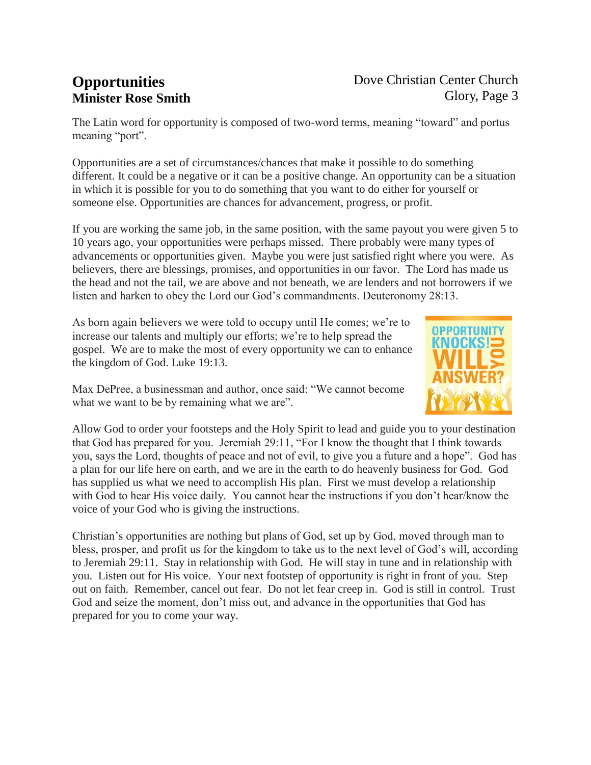# Opportunities

**Minister Rose Smith**

The Latin word for opportunity is composed of two-word terms, meaning "toward" and portus meaning "port".

Opportunities are a set of circumstances/chances that make it possible to do something different. It could be a negative or it can be a positive change. An opportunity can be a situation in which it is possible for you to do something that you want to do either for yourself or someone else. Opportunities are chances for advancement, progress, or profit.

If you are working the same job, in the same position, with the same payout you were given 5 to 10 years ago, your opportunities were perhaps missed. There probably were many types of advancements or opportunities given. Maybe you were just satisfied right where you were. As believers, there are blessings, promises, and opportunities in our favor. The Lord has made us the head and not the tail, we are above and not beneath, we are lenders and not borrowers if we listen and harken to obey the Lord our God's commandments. Deuteronomy 28:13.

As born again believers we were told to occupy until He comes; we're to increase our talents and multiply our efforts; we're to help spread the gospel. We are to make the most of every opportunity we can to enhance the kingdom of God. Luke 19:13.

Max DePree, a businessman and author, once said: "We cannot become what we want to be by remaining what we are".

Allow God to order your footsteps and the Holy Spirit to lead and guide you to your destination that God has prepared for you. Jeremiah 29:11, "For I know the thought that I think towards you, says the Lord, thoughts of peace and not of evil, to give you a future and a hope". God has a plan for our life here on earth, and we are in the earth to do heavenly business for God. God has supplied us what we need to accomplish His plan. First we must develop a relationship with God to hear His voice daily. You cannot hear the instructions if you don't hear/know the voice of your God who is giving the instructions.

Christian's opportunities are nothing but plans of God, set up by God, moved through man to bless, prosper, and profit us for the kingdom to take us to the next level of God's will, according to Jeremiah 29:11. Stay in relationship with God. He will stay in tune and in relationship with you. Listen out for His voice. Your next footstep of opportunity is right in front of you. Step out on faith. Remember, cancel out fear. Do not let fear creep in. God is still in control. Trust God and seize the moment, don't miss out, and advance in the opportunities that God has prepared for you to come your way.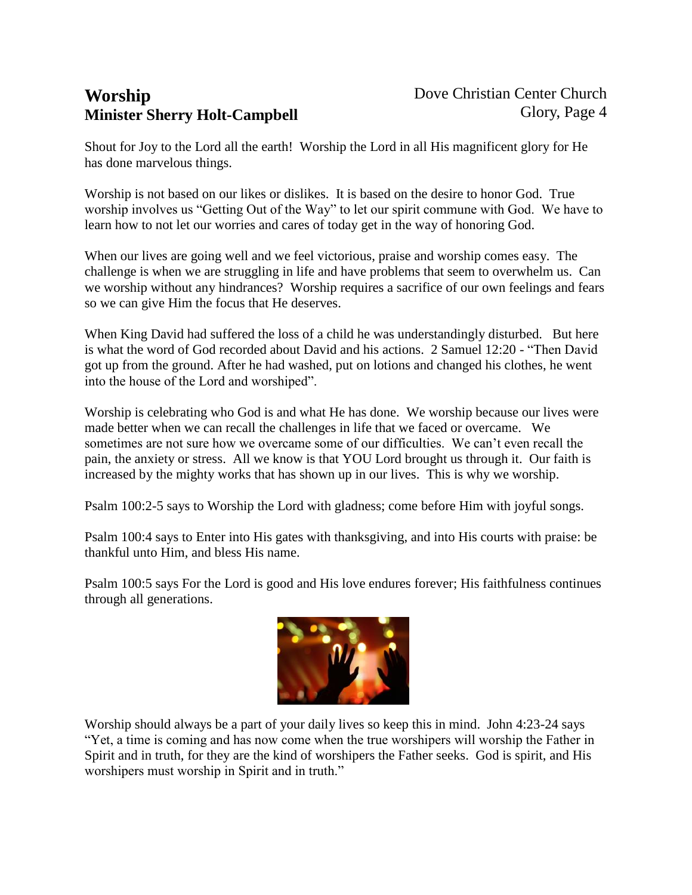# Worship

**Minister Sherry Holt-Campbell**

Shout for Joy to the Lord all the earth! Worship the Lord in all His magnificent glory for He has done marvelous things.

Worship is not based on our likes or dislikes. It is based on the desire to honor God. True worship involves us "Getting Out of the Way" to let our spirit commune with God. We have to learn how to not let our worries and cares of today get in the way of honoring God.

When our lives are going well and we feel victorious, praise and worship comes easy. The challenge is when we are struggling in life and have problems that seem to overwhelm us. Can we worship without any hindrances? Worship requires a sacrifice of our own feelings and fears so we can give Him the focus that He deserves.

When King David had suffered the loss of a child he was understandingly disturbed. But here is what the word of God recorded about David and his actions. 2 Samuel 12:20 - "Then David got up from the ground. After he had washed, put on lotions and changed his clothes, he went into the house of the Lord and worshiped".

Worship is celebrating who God is and what He has done. We worship because our lives were made better when we can recall the challenges in life that we faced or overcame. We sometimes are not sure how we overcame some of our difficulties. We can't even recall the pain, the anxiety or stress. All we know is that YOU Lord brought us through it. Our faith is increased by the mighty works that has shown up in our lives. This is why we worship.

Psalm 100:2-5 says to Worship the Lord with gladness; come before Him with joyful songs.

Psalm 100:4 says to Enter into His gates with thanksgiving, and into His courts with praise: be thankful unto Him, and bless His name.

Psalm 100:5 says For the Lord is good and His love endures forever; His faithfulness continues through all generations.

Worship should always be a part of your daily lives so keep this in mind. John 4:23-24 says "Yet, a time is coming and has now come when the true worshipers will worship the Father in Spirit and in truth, for they are the kind of worshipers the Father seeks. God is spirit, and His worshipers must worship in Spirit and in truth."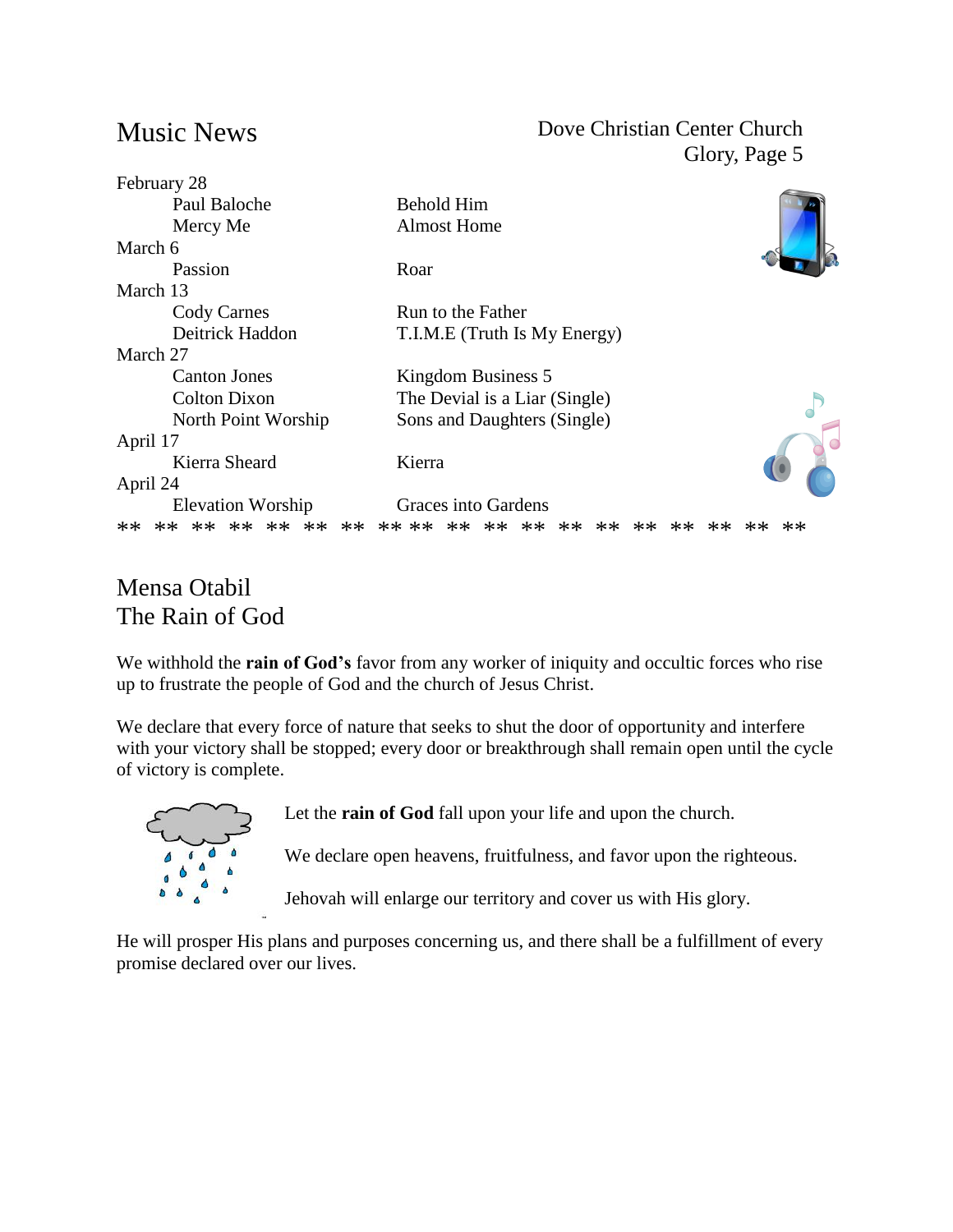# Music News

Dove Christian Center Church
Glory, Page 5

| Date / Artist | Title |
|---|---|
| **February 28** | |
| Paul Baloche | Behold Him |
| Mercy Me | Almost Home |
| **March 6** | |
| Passion | Roar |
| **March 13** | |
| Cody Carnes | Run to the Father |
| Deitrick Haddon | T.I.M.E (Truth Is My Energy) |
| **March 27** | |
| Canton Jones | Kingdom Business 5 |
| Colton Dixon | The Devial is a Liar (Single) |
| North Point Worship | Sons and Daughters (Single) |
| **April 17** | |
| Kierra Sheard | Kierra |
| **April 24** | |
| Elevation Worship | Graces into Gardens |

** ** ** ** ** ** ** ** ** ** ** ** ** ** ** ** ** ** ** **

## Mensa Otabil
## The Rain of God

We withhold the **rain of God's** favor from any worker of iniquity and occultic forces who rise up to frustrate the people of God and the church of Jesus Christ.

We declare that every force of nature that seeks to shut the door of opportunity and interfere with your victory shall be stopped; every door or breakthrough shall remain open until the cycle of victory is complete.

Let the **rain of God** fall upon your life and upon the church.

We declare open heavens, fruitfulness, and favor upon the righteous.

Jehovah will enlarge our territory and cover us with His glory.

He will prosper His plans and purposes concerning us, and there shall be a fulfillment of every promise declared over our lives.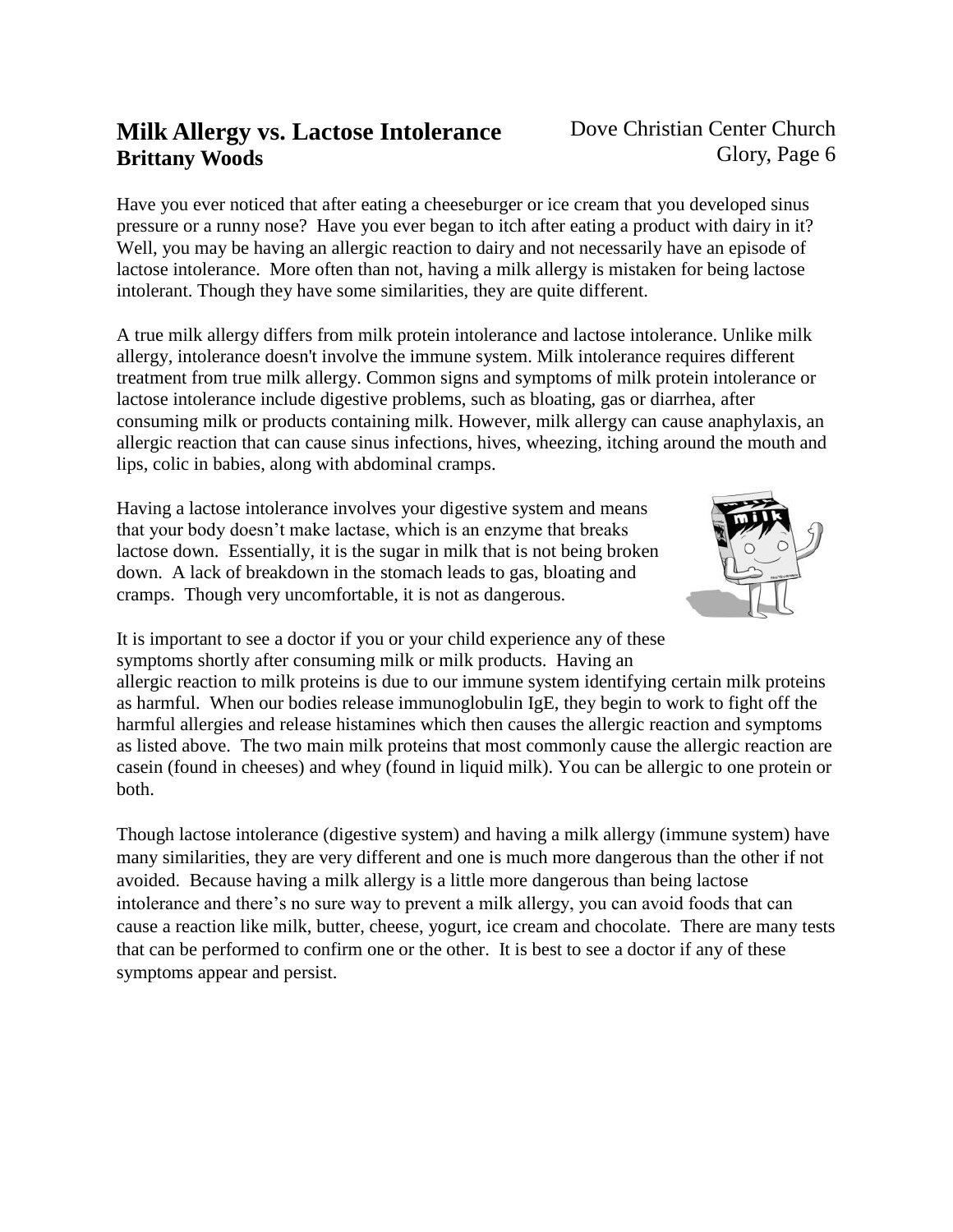# Milk Allergy vs. Lactose Intolerance

**Brittany Woods**

Have you ever noticed that after eating a cheeseburger or ice cream that you developed sinus pressure or a runny nose? Have you ever began to itch after eating a product with dairy in it? Well, you may be having an allergic reaction to dairy and not necessarily have an episode of lactose intolerance. More often than not, having a milk allergy is mistaken for being lactose intolerant. Though they have some similarities, they are quite different.

A true milk allergy differs from milk protein intolerance and lactose intolerance. Unlike milk allergy, intolerance doesn't involve the immune system. Milk intolerance requires different treatment from true milk allergy. Common signs and symptoms of milk protein intolerance or lactose intolerance include digestive problems, such as bloating, gas or diarrhea, after consuming milk or products containing milk. However, milk allergy can cause anaphylaxis, an allergic reaction that can cause sinus infections, hives, wheezing, itching around the mouth and lips, colic in babies, along with abdominal cramps.

Having a lactose intolerance involves your digestive system and means that your body doesn't make lactase, which is an enzyme that breaks lactose down. Essentially, it is the sugar in milk that is not being broken down. A lack of breakdown in the stomach leads to gas, bloating and cramps. Though very uncomfortable, it is not as dangerous.

It is important to see a doctor if you or your child experience any of these symptoms shortly after consuming milk or milk products. Having an allergic reaction to milk proteins is due to our immune system identifying certain milk proteins as harmful. When our bodies release immunoglobulin IgE, they begin to work to fight off the harmful allergies and release histamines which then causes the allergic reaction and symptoms as listed above. The two main milk proteins that most commonly cause the allergic reaction are casein (found in cheeses) and whey (found in liquid milk). You can be allergic to one protein or both.

Though lactose intolerance (digestive system) and having a milk allergy (immune system) have many similarities, they are very different and one is much more dangerous than the other if not avoided. Because having a milk allergy is a little more dangerous than being lactose intolerance and there's no sure way to prevent a milk allergy, you can avoid foods that can cause a reaction like milk, butter, cheese, yogurt, ice cream and chocolate. There are many tests that can be performed to confirm one or the other. It is best to see a doctor if any of these symptoms appear and persist.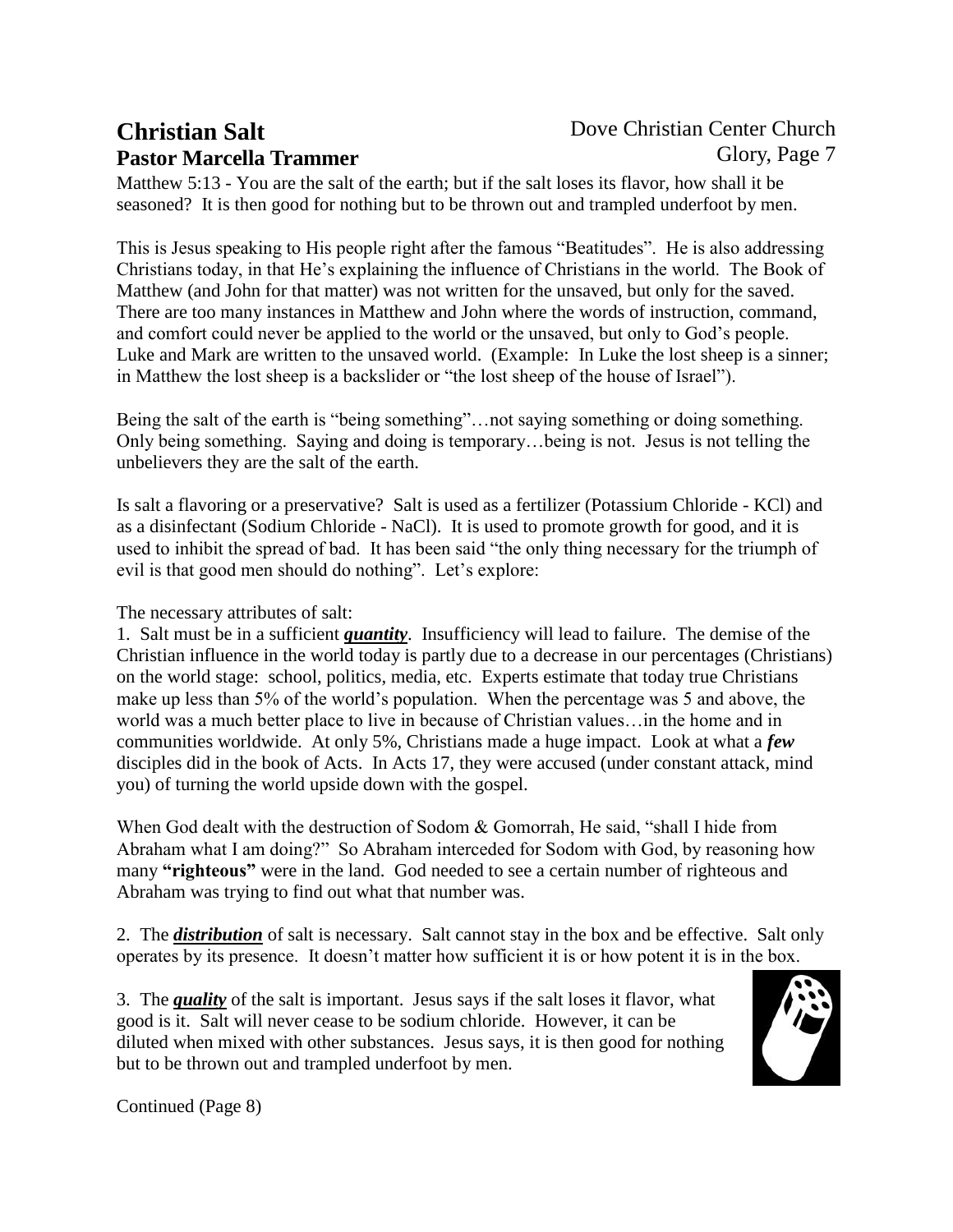# Christian Salt

## Pastor Marcella Trammer

Dove Christian Center Church
Glory, Page 7

Matthew 5:13 - You are the salt of the earth; but if the salt loses its flavor, how shall it be seasoned? It is then good for nothing but to be thrown out and trampled underfoot by men.

This is Jesus speaking to His people right after the famous "Beatitudes". He is also addressing Christians today, in that He's explaining the influence of Christians in the world. The Book of Matthew (and John for that matter) was not written for the unsaved, but only for the saved. There are too many instances in Matthew and John where the words of instruction, command, and comfort could never be applied to the world or the unsaved, but only to God's people. Luke and Mark are written to the unsaved world. (Example: In Luke the lost sheep is a sinner; in Matthew the lost sheep is a backslider or "the lost sheep of the house of Israel").

Being the salt of the earth is "being something"…not saying something or doing something. Only being something. Saying and doing is temporary…being is not. Jesus is not telling the unbelievers they are the salt of the earth.

Is salt a flavoring or a preservative? Salt is used as a fertilizer (Potassium Chloride - KCl) and as a disinfectant (Sodium Chloride - NaCl). It is used to promote growth for good, and it is used to inhibit the spread of bad. It has been said "the only thing necessary for the triumph of evil is that good men should do nothing". Let's explore:

The necessary attributes of salt:

1. Salt must be in a sufficient ***<u>quantity</u>***. Insufficiency will lead to failure. The demise of the Christian influence in the world today is partly due to a decrease in our percentages (Christians) on the world stage: school, politics, media, etc. Experts estimate that today true Christians make up less than 5% of the world's population. When the percentage was 5 and above, the world was a much better place to live in because of Christian values…in the home and in communities worldwide. At only 5%, Christians made a huge impact. Look at what a ***few*** disciples did in the book of Acts. In Acts 17, they were accused (under constant attack, mind you) of turning the world upside down with the gospel.

When God dealt with the destruction of Sodom & Gomorrah, He said, "shall I hide from Abraham what I am doing?" So Abraham interceded for Sodom with God, by reasoning how many **"righteous"** were in the land. God needed to see a certain number of righteous and Abraham was trying to find out what that number was.

2. The ***<u>distribution</u>*** of salt is necessary. Salt cannot stay in the box and be effective. Salt only operates by its presence. It doesn't matter how sufficient it is or how potent it is in the box.

3. The ***<u>quality</u>*** of the salt is important. Jesus says if the salt loses it flavor, what good is it. Salt will never cease to be sodium chloride. However, it can be diluted when mixed with other substances. Jesus says, it is then good for nothing but to be thrown out and trampled underfoot by men.

Continued (Page 8)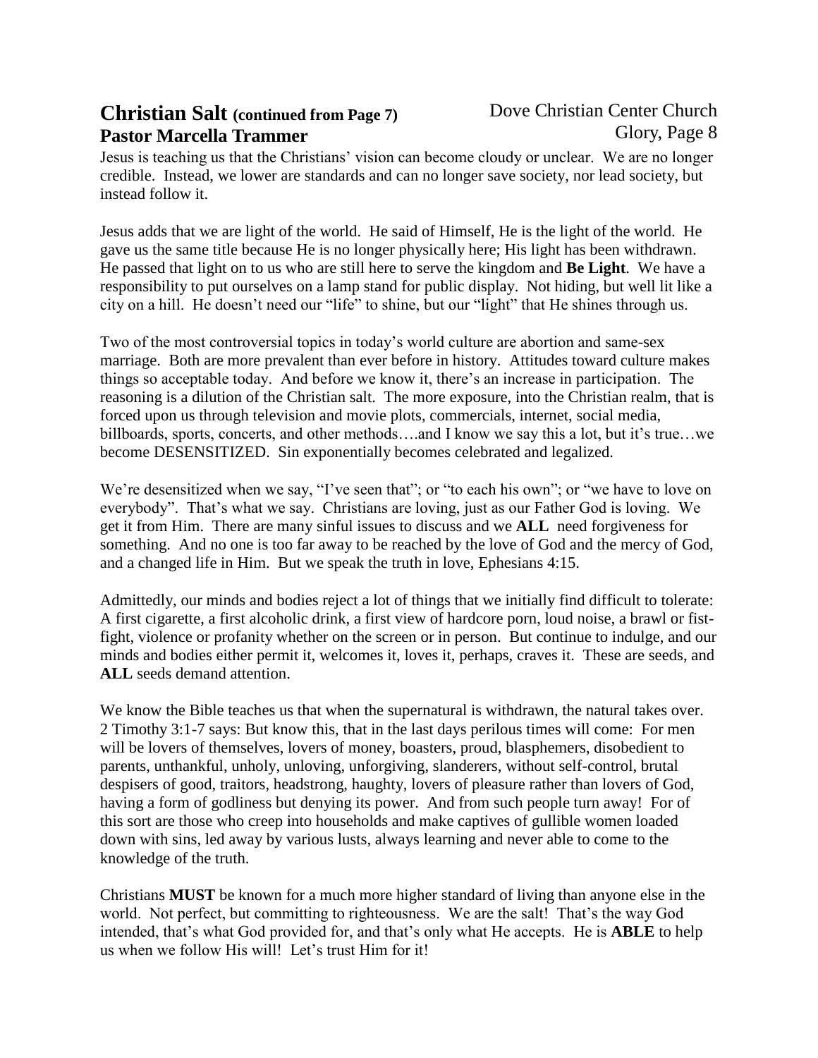## Christian Salt (continued from Page 7)

**Pastor Marcella Trammer**

Jesus is teaching us that the Christians' vision can become cloudy or unclear. We are no longer credible. Instead, we lower are standards and can no longer save society, nor lead society, but instead follow it.

Jesus adds that we are light of the world. He said of Himself, He is the light of the world. He gave us the same title because He is no longer physically here; His light has been withdrawn. He passed that light on to us who are still here to serve the kingdom and **Be Light**. We have a responsibility to put ourselves on a lamp stand for public display. Not hiding, but well lit like a city on a hill. He doesn't need our "life" to shine, but our "light" that He shines through us.

Two of the most controversial topics in today's world culture are abortion and same-sex marriage. Both are more prevalent than ever before in history. Attitudes toward culture makes things so acceptable today. And before we know it, there's an increase in participation. The reasoning is a dilution of the Christian salt. The more exposure, into the Christian realm, that is forced upon us through television and movie plots, commercials, internet, social media, billboards, sports, concerts, and other methods….and I know we say this a lot, but it's true…we become DESENSITIZED. Sin exponentially becomes celebrated and legalized.

We're desensitized when we say, "I've seen that"; or "to each his own"; or "we have to love on everybody". That's what we say. Christians are loving, just as our Father God is loving. We get it from Him. There are many sinful issues to discuss and we **ALL** need forgiveness for something. And no one is too far away to be reached by the love of God and the mercy of God, and a changed life in Him. But we speak the truth in love, Ephesians 4:15.

Admittedly, our minds and bodies reject a lot of things that we initially find difficult to tolerate: A first cigarette, a first alcoholic drink, a first view of hardcore porn, loud noise, a brawl or fist-fight, violence or profanity whether on the screen or in person. But continue to indulge, and our minds and bodies either permit it, welcomes it, loves it, perhaps, craves it. These are seeds, and **ALL** seeds demand attention.

We know the Bible teaches us that when the supernatural is withdrawn, the natural takes over. 2 Timothy 3:1-7 says: But know this, that in the last days perilous times will come: For men will be lovers of themselves, lovers of money, boasters, proud, blasphemers, disobedient to parents, unthankful, unholy, unloving, unforgiving, slanderers, without self-control, brutal despisers of good, traitors, headstrong, haughty, lovers of pleasure rather than lovers of God, having a form of godliness but denying its power. And from such people turn away! For of this sort are those who creep into households and make captives of gullible women loaded down with sins, led away by various lusts, always learning and never able to come to the knowledge of the truth.

Christians **MUST** be known for a much more higher standard of living than anyone else in the world. Not perfect, but committing to righteousness. We are the salt! That's the way God intended, that's what God provided for, and that's only what He accepts. He is **ABLE** to help us when we follow His will! Let's trust Him for it!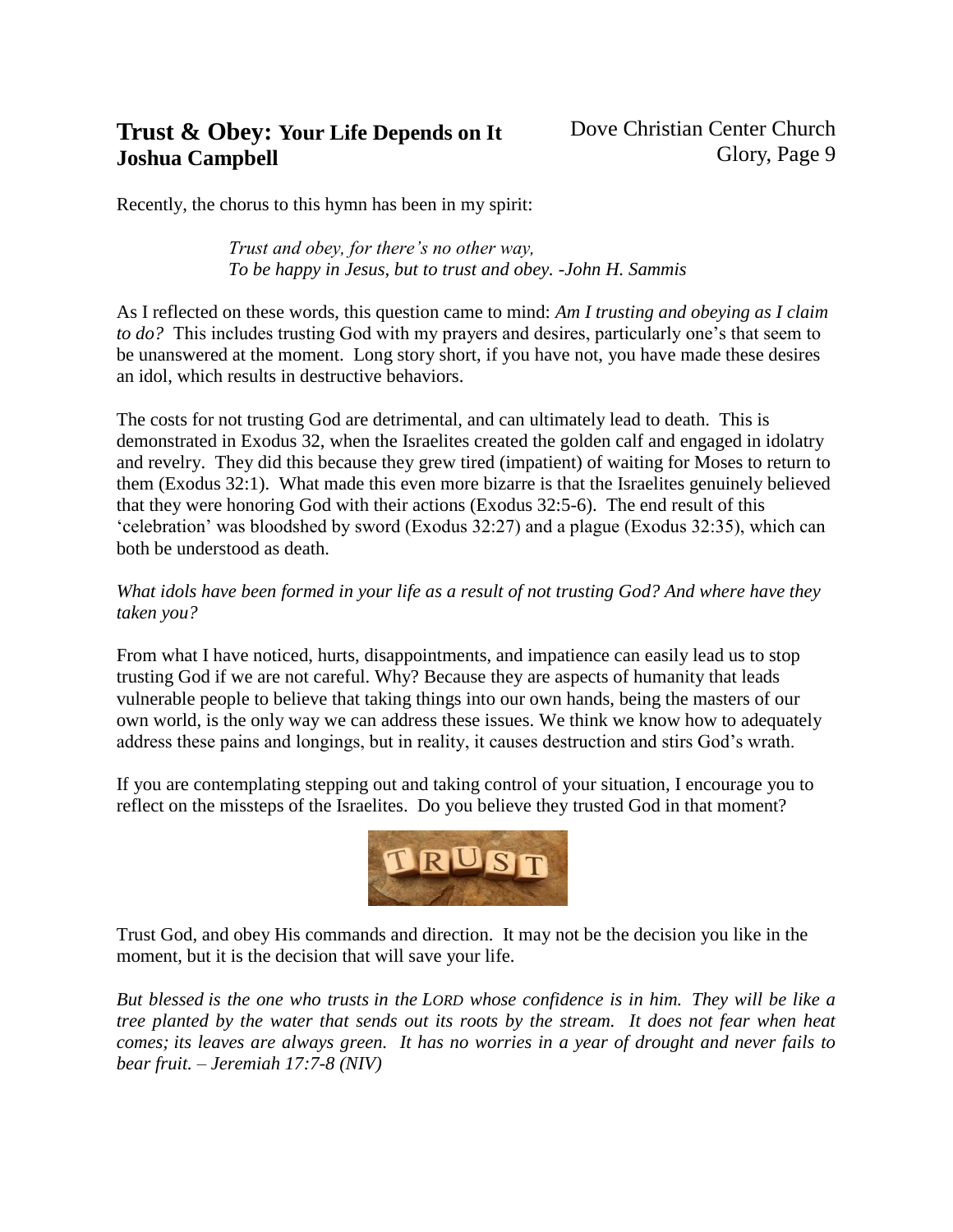# **Trust & Obey: Your Life Depends on It**
**Joshua Campbell**

Dove Christian Center Church
Glory, Page 9

Recently, the chorus to this hymn has been in my spirit:

> *Trust and obey, for there's no other way,*
> *To be happy in Jesus, but to trust and obey. -John H. Sammis*

As I reflected on these words, this question came to mind: *Am I trusting and obeying as I claim to do?* This includes trusting God with my prayers and desires, particularly one's that seem to be unanswered at the moment. Long story short, if you have not, you have made these desires an idol, which results in destructive behaviors.

The costs for not trusting God are detrimental, and can ultimately lead to death. This is demonstrated in Exodus 32, when the Israelites created the golden calf and engaged in idolatry and revelry. They did this because they grew tired (impatient) of waiting for Moses to return to them (Exodus 32:1). What made this even more bizarre is that the Israelites genuinely believed that they were honoring God with their actions (Exodus 32:5-6). The end result of this 'celebration' was bloodshed by sword (Exodus 32:27) and a plague (Exodus 32:35), which can both be understood as death.

*What idols have been formed in your life as a result of not trusting God? And where have they taken you?*

From what I have noticed, hurts, disappointments, and impatience can easily lead us to stop trusting God if we are not careful. Why? Because they are aspects of humanity that leads vulnerable people to believe that taking things into our own hands, being the masters of our own world, is the only way we can address these issues. We think we know how to adequately address these pains and longings, but in reality, it causes destruction and stirs God's wrath.

If you are contemplating stepping out and taking control of your situation, I encourage you to reflect on the missteps of the Israelites. Do you believe they trusted God in that moment?

Trust God, and obey His commands and direction. It may not be the decision you like in the moment, but it is the decision that will save your life.

*But blessed is the one who trusts in the LORD whose confidence is in him. They will be like a tree planted by the water that sends out its roots by the stream. It does not fear when heat comes; its leaves are always green. It has no worries in a year of drought and never fails to bear fruit. – Jeremiah 17:7-8 (NIV)*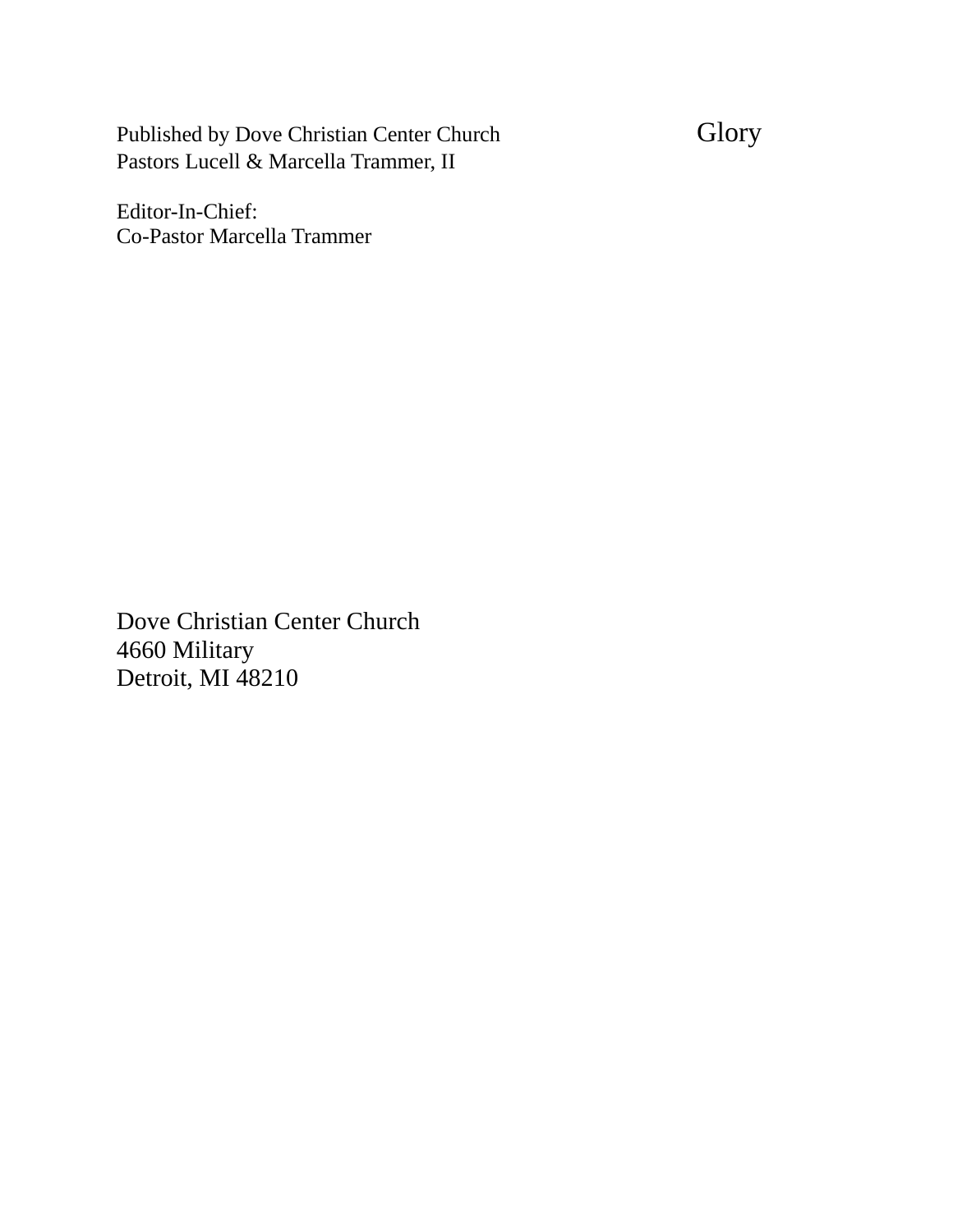Published by Dove Christian Center Church
Pastors Lucell & Marcella Trammer, II

Glory

Editor-In-Chief:
Co-Pastor Marcella Trammer

Dove Christian Center Church
4660 Military
Detroit, MI 48210